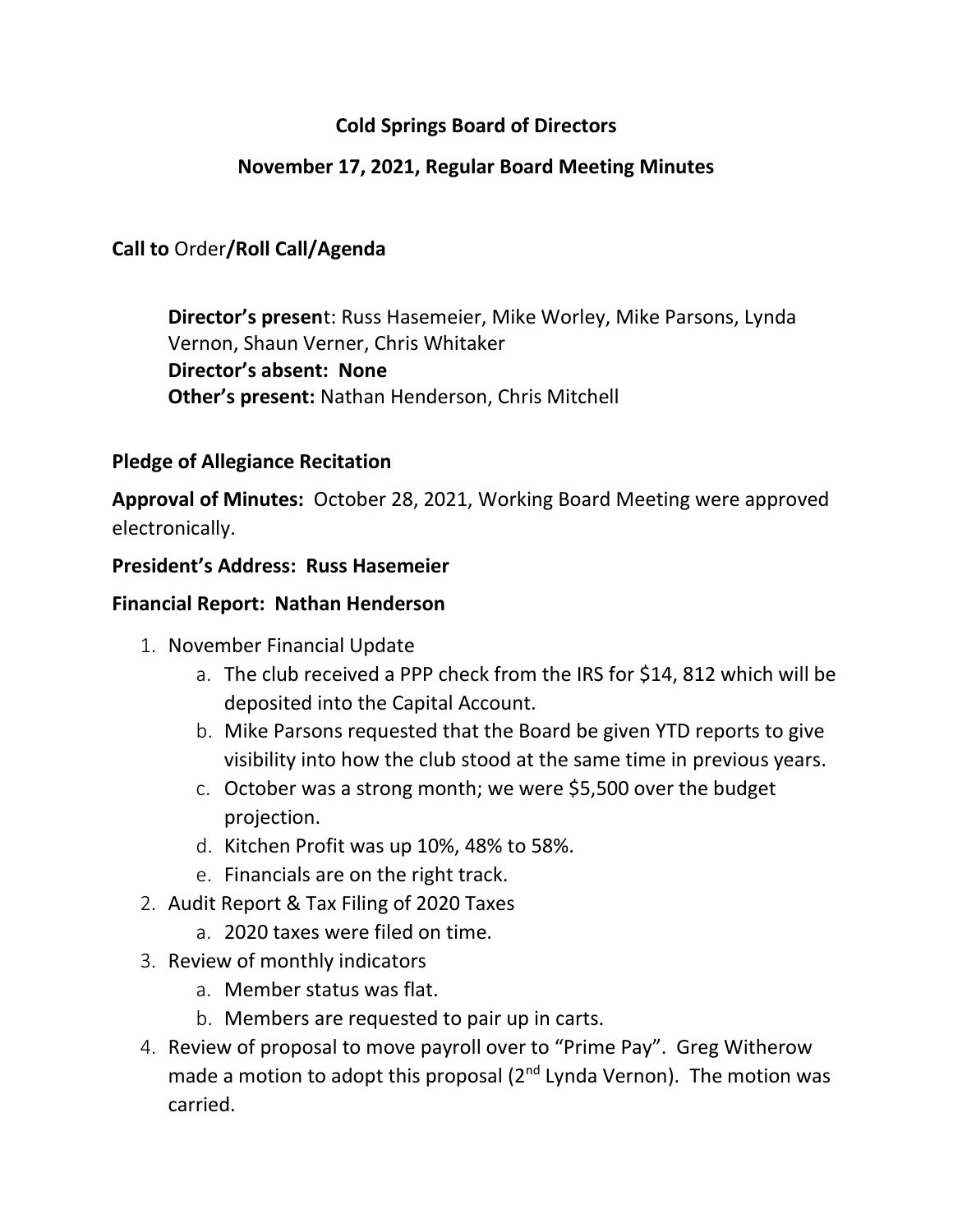# Cold Springs Board of Directors

## November 17, 2021, Regular Board Meeting Minutes

### **Call to** Order**/Roll Call/Agenda**

> **Director's presen**t: Russ Hasemeier, Mike Worley, Mike Parsons, Lynda Vernon, Shaun Verner, Chris Whitaker
> **Director's absent: None**
> **Other's present:** Nathan Henderson, Chris Mitchell

**Pledge of Allegiance Recitation**

**Approval of Minutes:** October 28, 2021, Working Board Meeting were approved electronically.

**President's Address: Russ Hasemeier**

**Financial Report: Nathan Henderson**

1. November Financial Update
   a. The club received a PPP check from the IRS for $14, 812 which will be deposited into the Capital Account.
   b. Mike Parsons requested that the Board be given YTD reports to give visibility into how the club stood at the same time in previous years.
   c. October was a strong month; we were $5,500 over the budget projection.
   d. Kitchen Profit was up 10%, 48% to 58%.
   e. Financials are on the right track.
2. Audit Report & Tax Filing of 2020 Taxes
   a. 2020 taxes were filed on time.
3. Review of monthly indicators
   a. Member status was flat.
   b. Members are requested to pair up in carts.
4. Review of proposal to move payroll over to "Prime Pay". Greg Witherow made a motion to adopt this proposal (2nd Lynda Vernon). The motion was carried.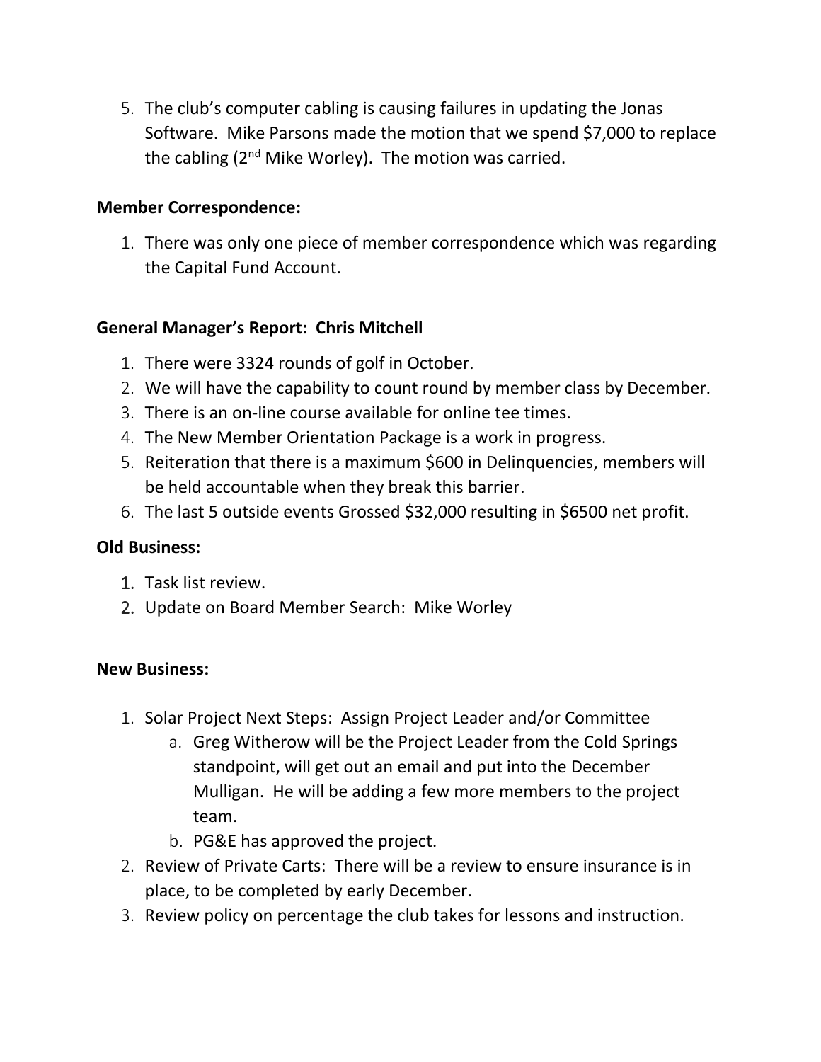5. The club's computer cabling is causing failures in updating the Jonas Software. Mike Parsons made the motion that we spend $7,000 to replace the cabling (2nd Mike Worley). The motion was carried.

**Member Correspondence:**

1. There was only one piece of member correspondence which was regarding the Capital Fund Account.

**General Manager's Report: Chris Mitchell**

1. There were 3324 rounds of golf in October.
2. We will have the capability to count round by member class by December.
3. There is an on-line course available for online tee times.
4. The New Member Orientation Package is a work in progress.
5. Reiteration that there is a maximum $600 in Delinquencies, members will be held accountable when they break this barrier.
6. The last 5 outside events Grossed $32,000 resulting in $6500 net profit.

**Old Business:**

1. Task list review.
2. Update on Board Member Search: Mike Worley

**New Business:**

1. Solar Project Next Steps: Assign Project Leader and/or Committee
   a. Greg Witherow will be the Project Leader from the Cold Springs standpoint, will get out an email and put into the December Mulligan. He will be adding a few more members to the project team.
   b. PG&E has approved the project.
2. Review of Private Carts: There will be a review to ensure insurance is in place, to be completed by early December.
3. Review policy on percentage the club takes for lessons and instruction.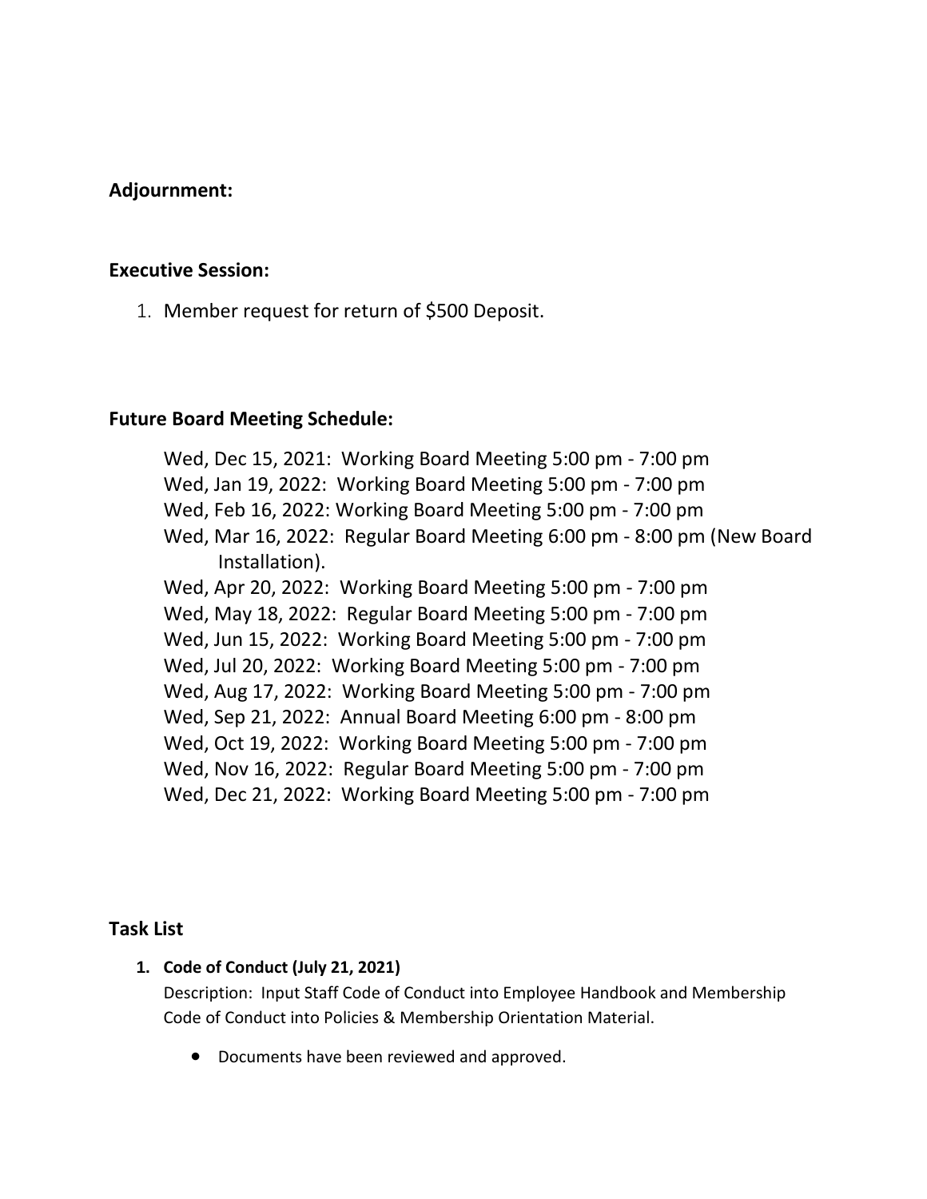**Adjournment:**

**Executive Session:**

1. Member request for return of $500 Deposit.

**Future Board Meeting Schedule:**

Wed, Dec 15, 2021: Working Board Meeting 5:00 pm - 7:00 pm
Wed, Jan 19, 2022: Working Board Meeting 5:00 pm - 7:00 pm
Wed, Feb 16, 2022: Working Board Meeting 5:00 pm - 7:00 pm
Wed, Mar 16, 2022: Regular Board Meeting 6:00 pm - 8:00 pm (New Board Installation).
Wed, Apr 20, 2022: Working Board Meeting 5:00 pm - 7:00 pm
Wed, May 18, 2022: Regular Board Meeting 5:00 pm - 7:00 pm
Wed, Jun 15, 2022: Working Board Meeting 5:00 pm - 7:00 pm
Wed, Jul 20, 2022: Working Board Meeting 5:00 pm - 7:00 pm
Wed, Aug 17, 2022: Working Board Meeting 5:00 pm - 7:00 pm
Wed, Sep 21, 2022: Annual Board Meeting 6:00 pm - 8:00 pm
Wed, Oct 19, 2022: Working Board Meeting 5:00 pm - 7:00 pm
Wed, Nov 16, 2022: Regular Board Meeting 5:00 pm - 7:00 pm
Wed, Dec 21, 2022: Working Board Meeting 5:00 pm - 7:00 pm

**Task List**

1. **Code of Conduct (July 21, 2021)**
   Description: Input Staff Code of Conduct into Employee Handbook and Membership Code of Conduct into Policies & Membership Orientation Material.

   - Documents have been reviewed and approved.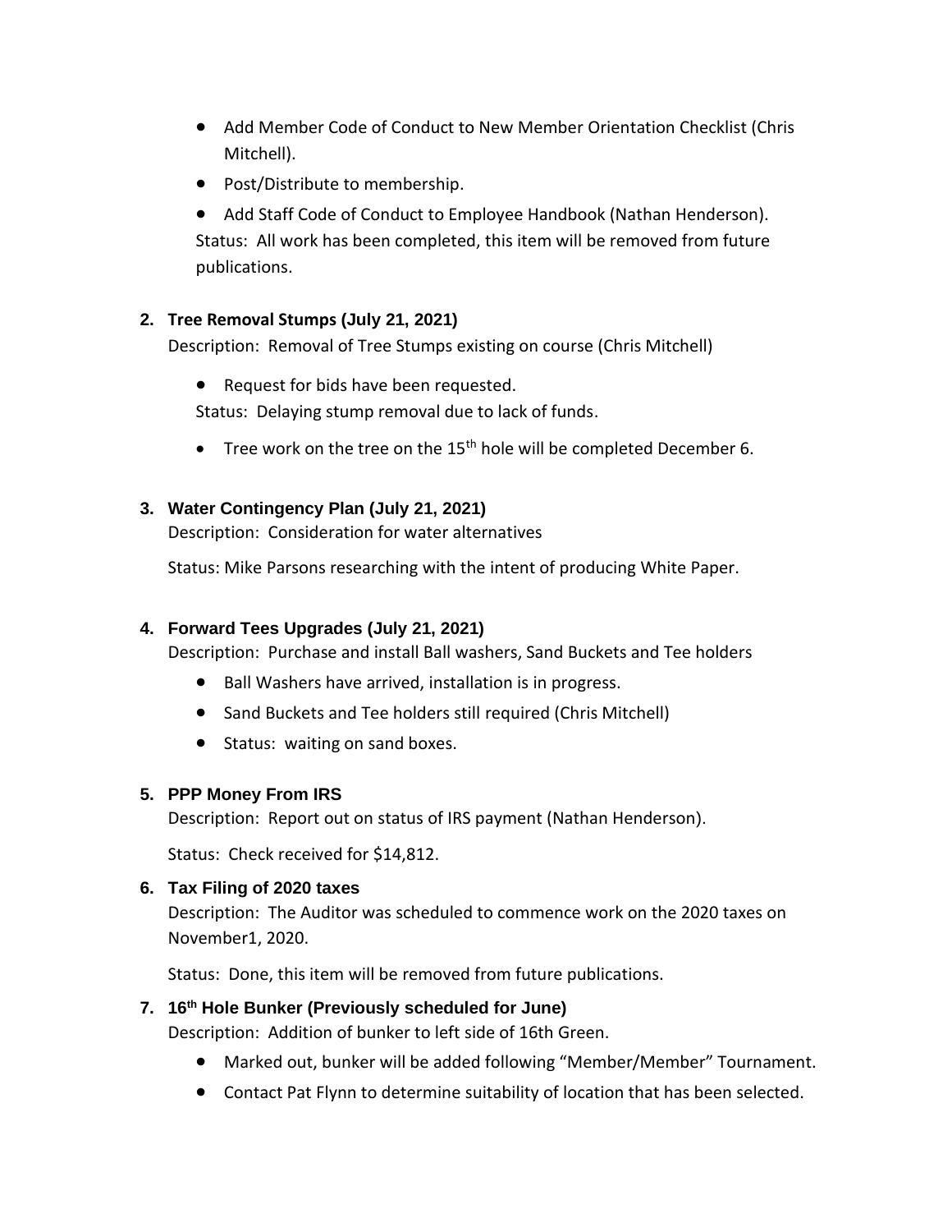- Add Member Code of Conduct to New Member Orientation Checklist (Chris Mitchell).
- Post/Distribute to membership.
- Add Staff Code of Conduct to Employee Handbook (Nathan Henderson).

Status: All work has been completed, this item will be removed from future publications.

2. **Tree Removal Stumps (July 21, 2021)**

Description: Removal of Tree Stumps existing on course (Chris Mitchell)

- Request for bids have been requested.

Status: Delaying stump removal due to lack of funds.

- Tree work on the tree on the 15th hole will be completed December 6.

3. **Water Contingency Plan (July 21, 2021)**

Description: Consideration for water alternatives

Status: Mike Parsons researching with the intent of producing White Paper.

4. **Forward Tees Upgrades (July 21, 2021)**

Description: Purchase and install Ball washers, Sand Buckets and Tee holders

- Ball Washers have arrived, installation is in progress.
- Sand Buckets and Tee holders still required (Chris Mitchell)
- Status: waiting on sand boxes.

5. **PPP Money From IRS**

Description: Report out on status of IRS payment (Nathan Henderson).

Status: Check received for $14,812.

6. **Tax Filing of 2020 taxes**

Description: The Auditor was scheduled to commence work on the 2020 taxes on November1, 2020.

Status: Done, this item will be removed from future publications.

7. **16th Hole Bunker (Previously scheduled for June)**

Description: Addition of bunker to left side of 16th Green.

- Marked out, bunker will be added following "Member/Member" Tournament.
- Contact Pat Flynn to determine suitability of location that has been selected.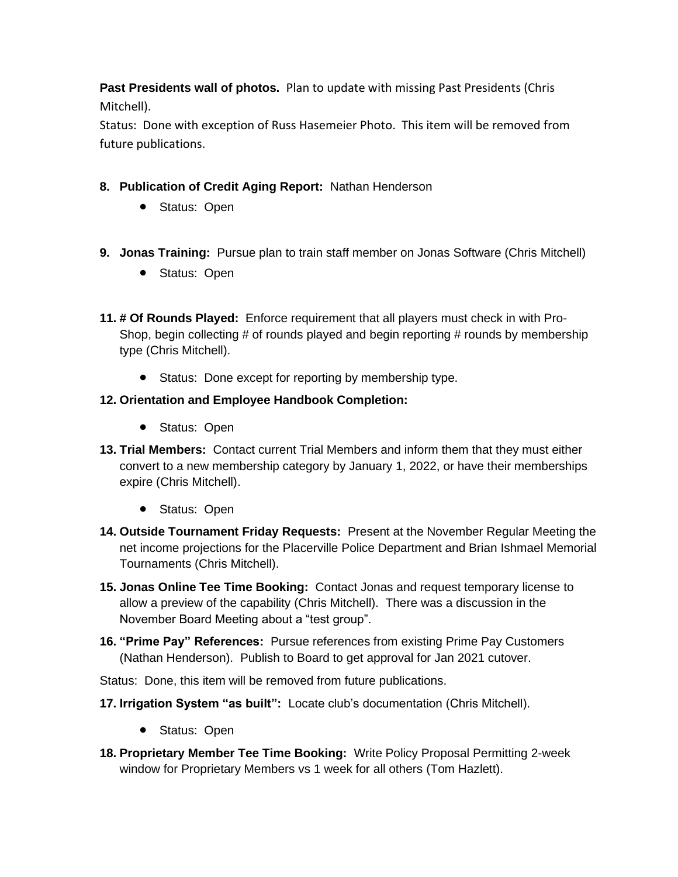**Past Presidents wall of photos.** Plan to update with missing Past Presidents (Chris Mitchell).

Status: Done with exception of Russ Hasemeier Photo. This item will be removed from future publications.

8. **Publication of Credit Aging Report:** Nathan Henderson
   - Status: Open

9. **Jonas Training:** Pursue plan to train staff member on Jonas Software (Chris Mitchell)
   - Status: Open

11. **# Of Rounds Played:** Enforce requirement that all players must check in with Pro-Shop, begin collecting # of rounds played and begin reporting # rounds by membership type (Chris Mitchell).
    - Status: Done except for reporting by membership type.

12. **Orientation and Employee Handbook Completion:**
    - Status: Open

13. **Trial Members:** Contact current Trial Members and inform them that they must either convert to a new membership category by January 1, 2022, or have their memberships expire (Chris Mitchell).
    - Status: Open

14. **Outside Tournament Friday Requests:** Present at the November Regular Meeting the net income projections for the Placerville Police Department and Brian Ishmael Memorial Tournaments (Chris Mitchell).

15. **Jonas Online Tee Time Booking:** Contact Jonas and request temporary license to allow a preview of the capability (Chris Mitchell). There was a discussion in the November Board Meeting about a "test group".

16. **"Prime Pay" References:** Pursue references from existing Prime Pay Customers (Nathan Henderson). Publish to Board to get approval for Jan 2021 cutover.

Status: Done, this item will be removed from future publications.

17. **Irrigation System "as built":** Locate club's documentation (Chris Mitchell).
    - Status: Open

18. **Proprietary Member Tee Time Booking:** Write Policy Proposal Permitting 2-week window for Proprietary Members vs 1 week for all others (Tom Hazlett).